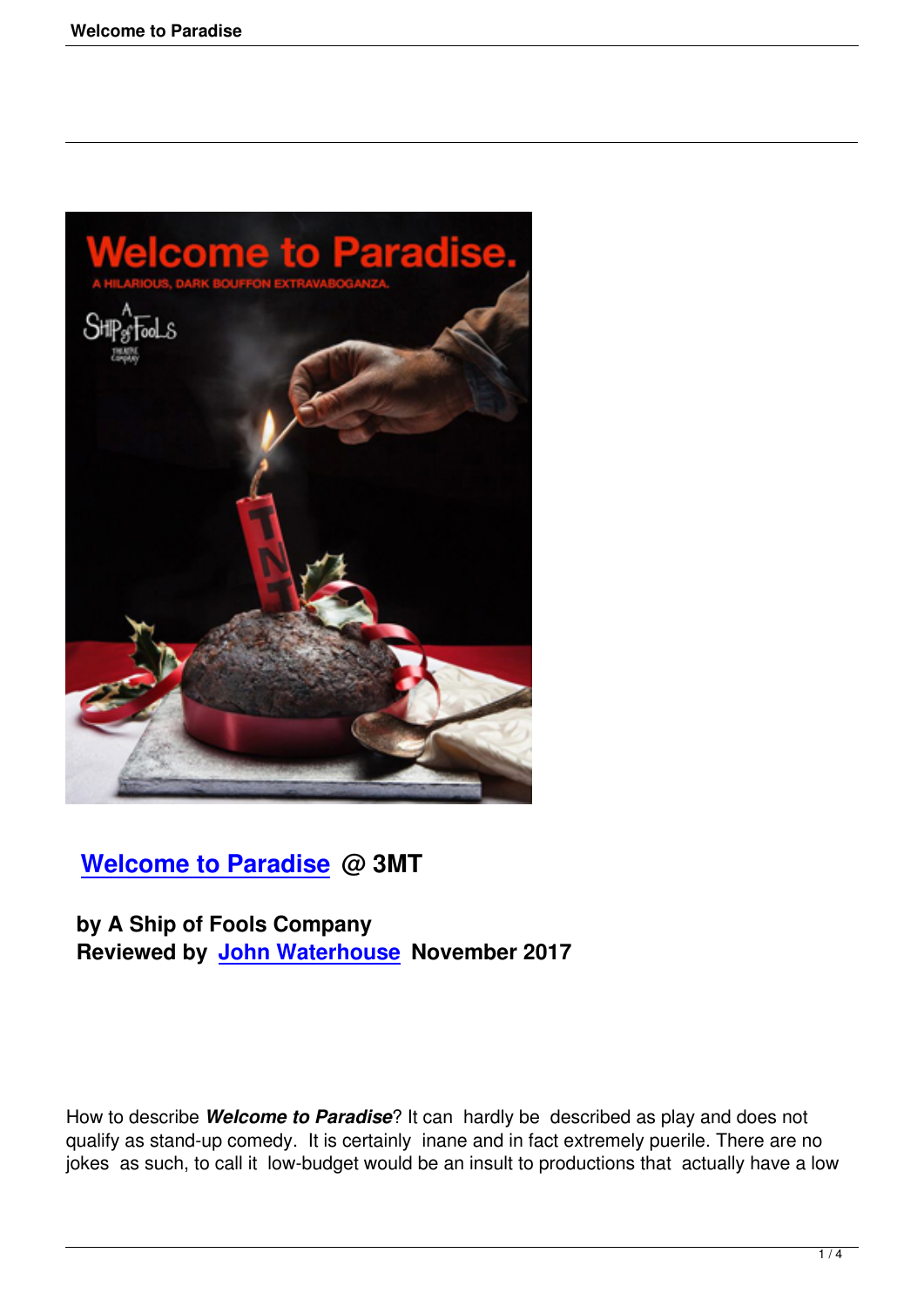## Welcome to Paradise @ 3MT

**by A Ship of Fools Company**
**Reviewed by John Waterhouse November 2017**

How to describe ***Welcome to Paradise***? It can hardly be described as play and does not qualify as stand-up comedy. It is certainly inane and in fact extremely puerile. There are no jokes as such, to call it low-budget would be an insult to productions that actually have a low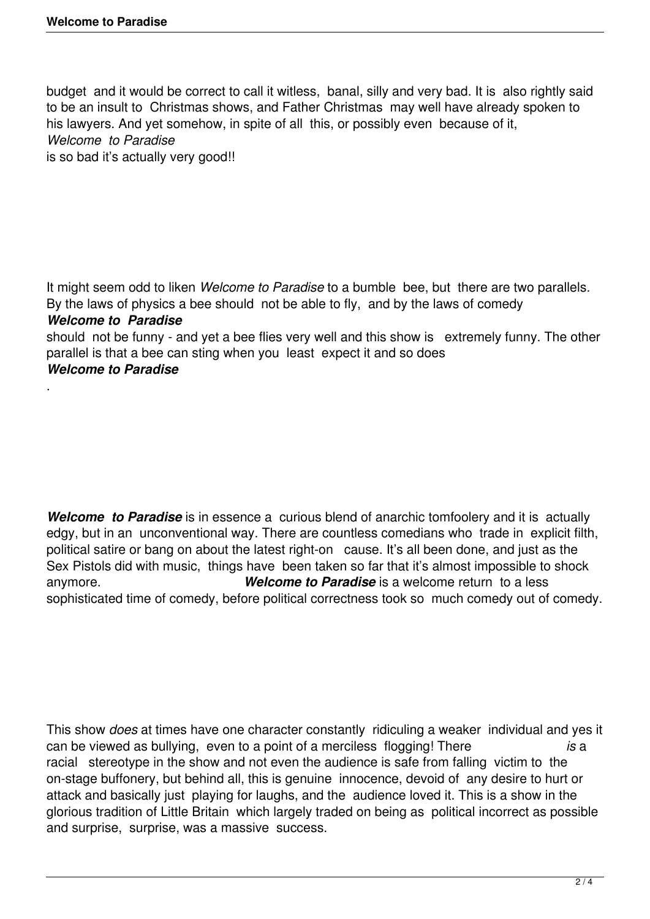budget and it would be correct to call it witless, banal, silly and very bad. It is also rightly said to be an insult to Christmas shows, and Father Christmas may well have already spoken to his lawyers. And yet somehow, in spite of all this, or possibly even because of it, *Welcome to Paradise* is so bad it's actually very good!!

It might seem odd to liken *Welcome to Paradise* to a bumble bee, but there are two parallels. By the laws of physics a bee should not be able to fly, and by the laws of comedy ***Welcome to Paradise*** should not be funny - and yet a bee flies very well and this show is extremely funny. The other parallel is that a bee can sting when you least expect it and so does ***Welcome to Paradise***.

***Welcome to Paradise*** is in essence a curious blend of anarchic tomfoolery and it is actually edgy, but in an unconventional way. There are countless comedians who trade in explicit filth, political satire or bang on about the latest right-on cause. It's all been done, and just as the Sex Pistols did with music, things have been taken so far that it's almost impossible to shock anymore. ***Welcome to Paradise*** is a welcome return to a less sophisticated time of comedy, before political correctness took so much comedy out of comedy.

This show *does* at times have one character constantly ridiculing a weaker individual and yes it can be viewed as bullying, even to a point of a merciless flogging! There *is* a racial stereotype in the show and not even the audience is safe from falling victim to the on-stage buffonery, but behind all, this is genuine innocence, devoid of any desire to hurt or attack and basically just playing for laughs, and the audience loved it. This is a show in the glorious tradition of Little Britain which largely traded on being as political incorrect as possible and surprise, surprise, was a massive success.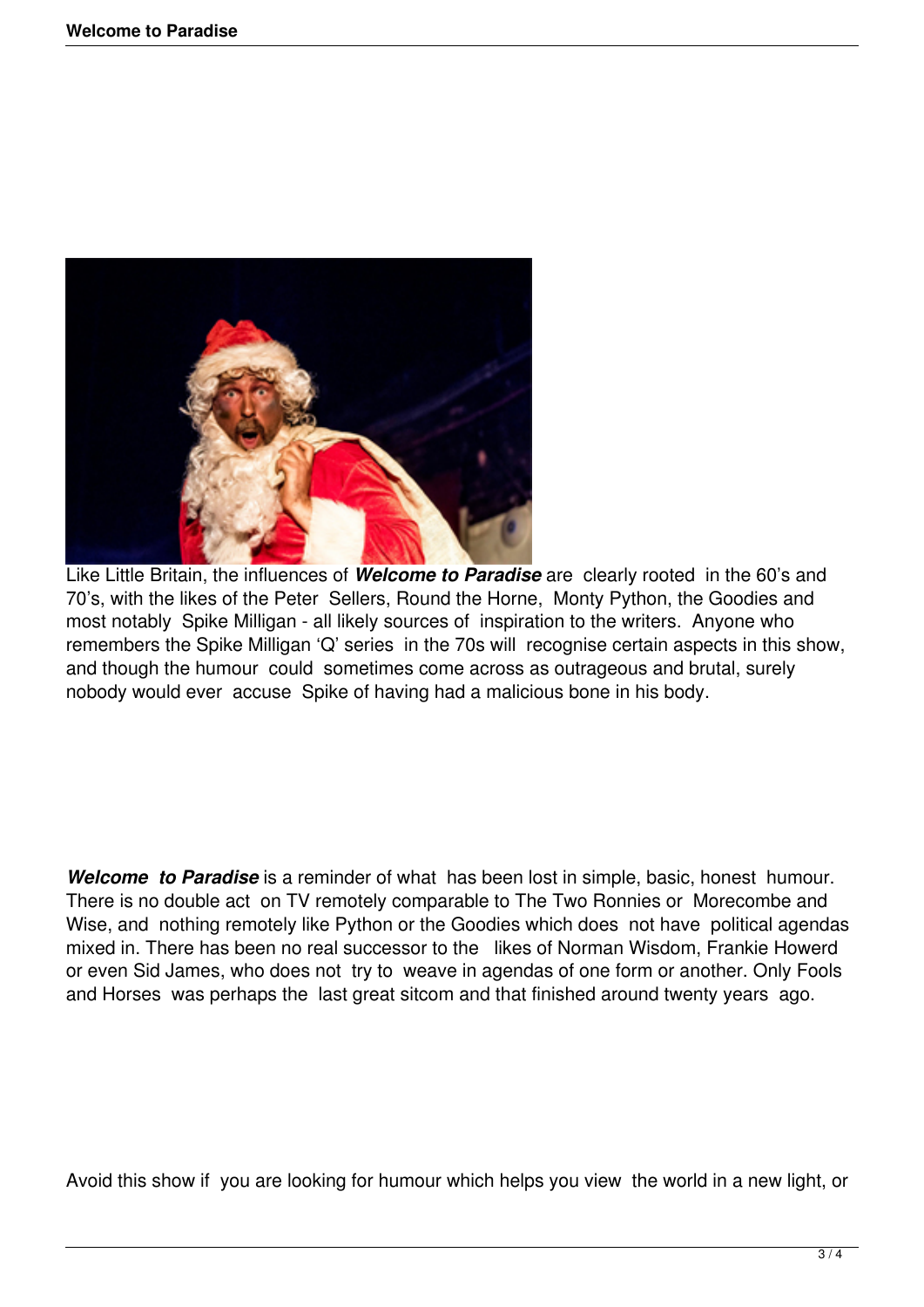Like Little Britain, the influences of ***Welcome to Paradise*** are clearly rooted in the 60's and 70's, with the likes of the Peter Sellers, Round the Horne, Monty Python, the Goodies and most notably Spike Milligan - all likely sources of inspiration to the writers. Anyone who remembers the Spike Milligan 'Q' series in the 70s will recognise certain aspects in this show, and though the humour could sometimes come across as outrageous and brutal, surely nobody would ever accuse Spike of having had a malicious bone in his body.

***Welcome to Paradise*** is a reminder of what has been lost in simple, basic, honest humour. There is no double act on TV remotely comparable to The Two Ronnies or Morecombe and Wise, and nothing remotely like Python or the Goodies which does not have political agendas mixed in. There has been no real successor to the likes of Norman Wisdom, Frankie Howerd or even Sid James, who does not try to weave in agendas of one form or another. Only Fools and Horses was perhaps the last great sitcom and that finished around twenty years ago.

Avoid this show if you are looking for humour which helps you view the world in a new light, or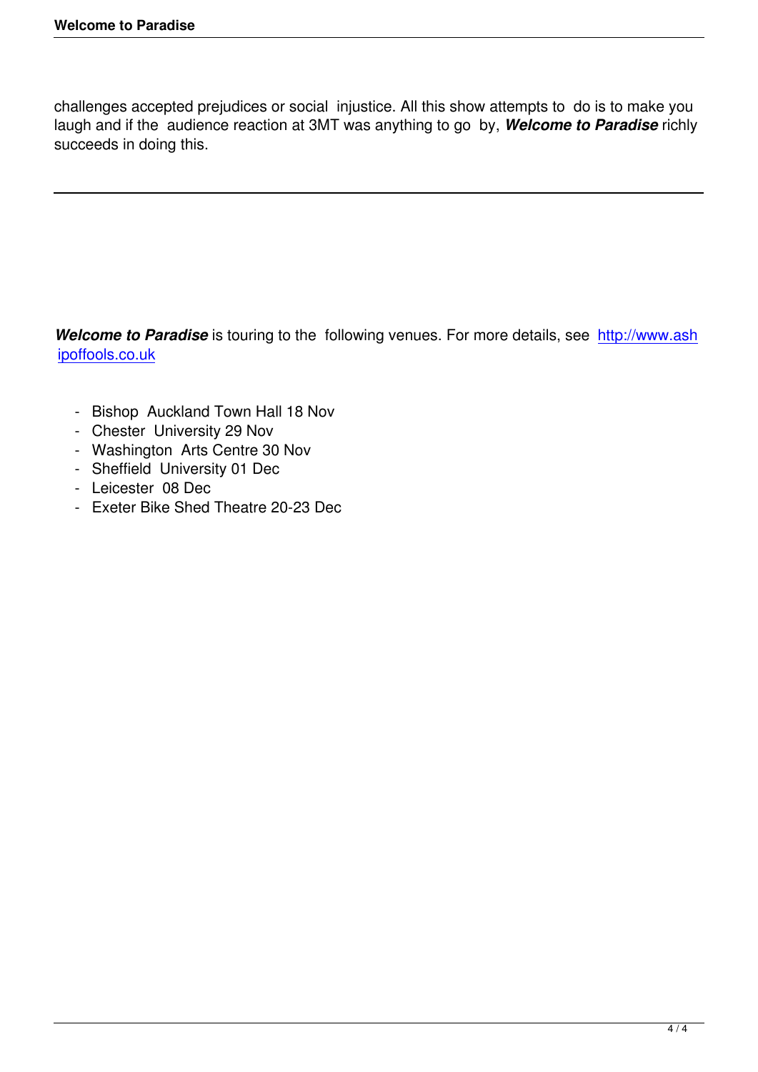challenges accepted prejudices or social injustice. All this show attempts to do is to make you laugh and if the audience reaction at 3MT was anything to go by, ***Welcome to Paradise*** richly succeeds in doing this.

---

***Welcome to Paradise*** is touring to the following venues. For more details, see [http://www.ashipoffools.co.uk](http://www.ashipoffools.co.uk)

- Bishop Auckland Town Hall 18 Nov
- Chester University 29 Nov
- Washington Arts Centre 30 Nov
- Sheffield University 01 Dec
- Leicester 08 Dec
- Exeter Bike Shed Theatre 20-23 Dec